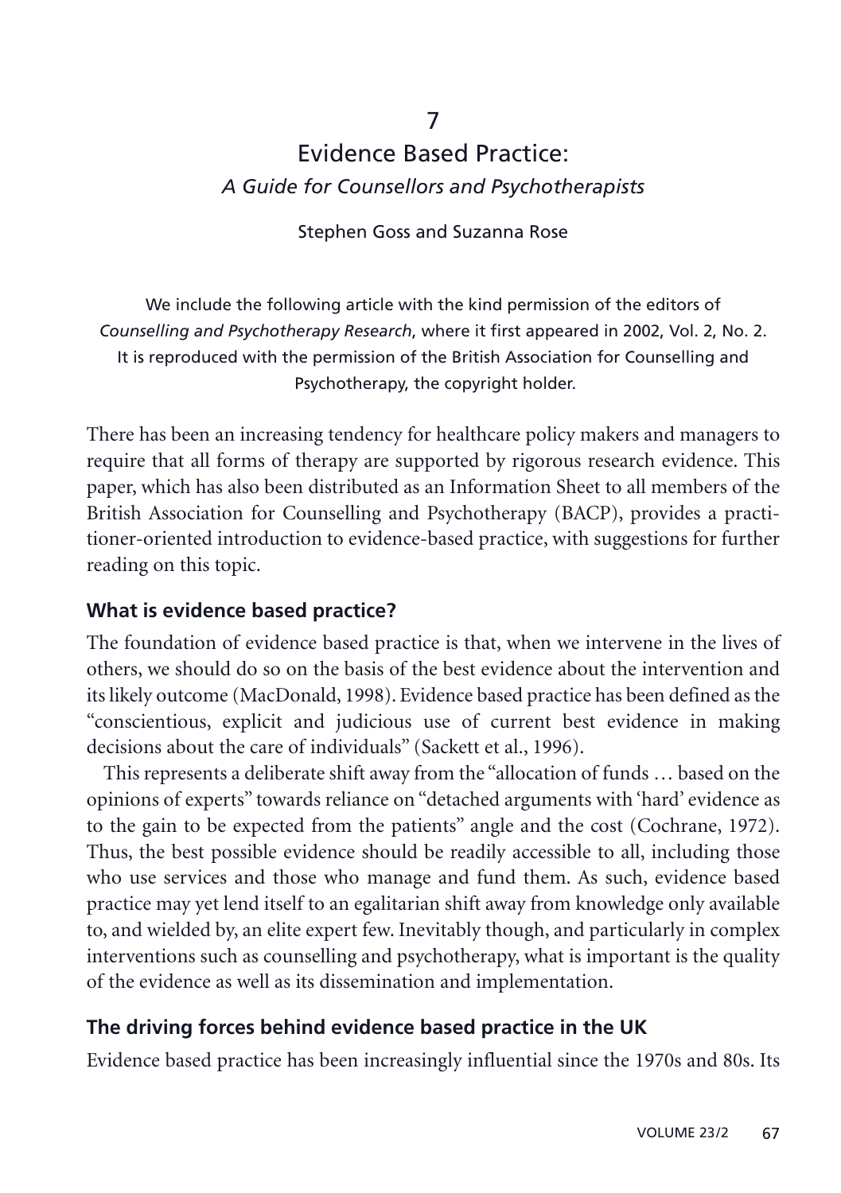7

# Evidence Based Practice:
## *A Guide for Counsellors and Psychotherapists*

Stephen Goss and Suzanna Rose

We include the following article with the kind permission of the editors of *Counselling and Psychotherapy Research*, where it first appeared in 2002, Vol. 2, No. 2. It is reproduced with the permission of the British Association for Counselling and Psychotherapy, the copyright holder.

There has been an increasing tendency for healthcare policy makers and managers to require that all forms of therapy are supported by rigorous research evidence. This paper, which has also been distributed as an Information Sheet to all members of the British Association for Counselling and Psychotherapy (BACP), provides a practitioner-oriented introduction to evidence-based practice, with suggestions for further reading on this topic.

### What is evidence based practice?

The foundation of evidence based practice is that, when we intervene in the lives of others, we should do so on the basis of the best evidence about the intervention and its likely outcome (MacDonald, 1998). Evidence based practice has been defined as the "conscientious, explicit and judicious use of current best evidence in making decisions about the care of individuals" (Sackett et al., 1996).

This represents a deliberate shift away from the "allocation of funds … based on the opinions of experts" towards reliance on "detached arguments with 'hard' evidence as to the gain to be expected from the patients" angle and the cost (Cochrane, 1972). Thus, the best possible evidence should be readily accessible to all, including those who use services and those who manage and fund them. As such, evidence based practice may yet lend itself to an egalitarian shift away from knowledge only available to, and wielded by, an elite expert few. Inevitably though, and particularly in complex interventions such as counselling and psychotherapy, what is important is the quality of the evidence as well as its dissemination and implementation.

### The driving forces behind evidence based practice in the UK

Evidence based practice has been increasingly influential since the 1970s and 80s. Its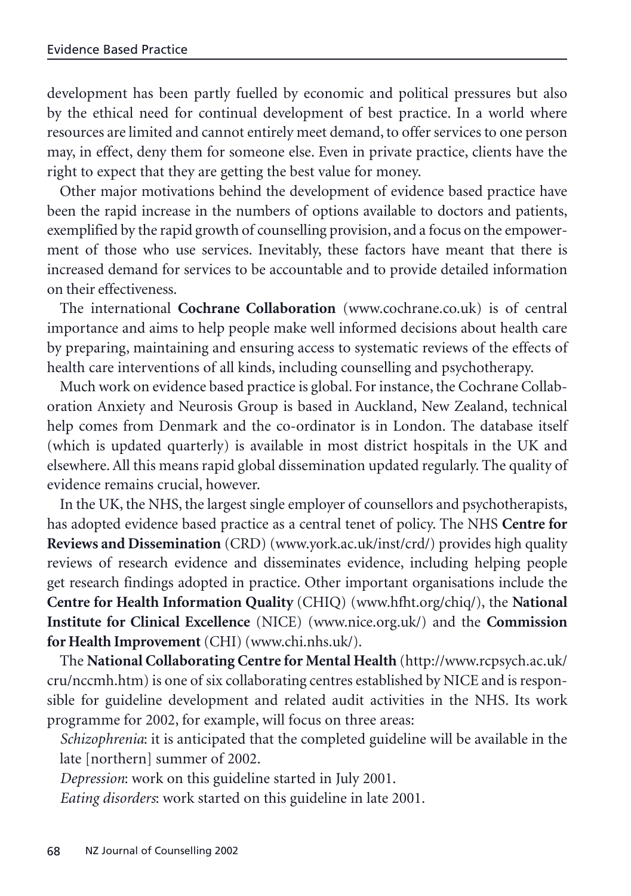development has been partly fuelled by economic and political pressures but also by the ethical need for continual development of best practice. In a world where resources are limited and cannot entirely meet demand, to offer services to one person may, in effect, deny them for someone else. Even in private practice, clients have the right to expect that they are getting the best value for money.

Other major motivations behind the development of evidence based practice have been the rapid increase in the numbers of options available to doctors and patients, exemplified by the rapid growth of counselling provision, and a focus on the empowerment of those who use services. Inevitably, these factors have meant that there is increased demand for services to be accountable and to provide detailed information on their effectiveness.

The international **Cochrane Collaboration** (www.cochrane.co.uk) is of central importance and aims to help people make well informed decisions about health care by preparing, maintaining and ensuring access to systematic reviews of the effects of health care interventions of all kinds, including counselling and psychotherapy.

Much work on evidence based practice is global. For instance, the Cochrane Collaboration Anxiety and Neurosis Group is based in Auckland, New Zealand, technical help comes from Denmark and the co-ordinator is in London. The database itself (which is updated quarterly) is available in most district hospitals in the UK and elsewhere. All this means rapid global dissemination updated regularly. The quality of evidence remains crucial, however.

In the UK, the NHS, the largest single employer of counsellors and psychotherapists, has adopted evidence based practice as a central tenet of policy. The NHS **Centre for Reviews and Dissemination** (CRD) (www.york.ac.uk/inst/crd/) provides high quality reviews of research evidence and disseminates evidence, including helping people get research findings adopted in practice. Other important organisations include the **Centre for Health Information Quality** (CHIQ) (www.hfht.org/chiq/), the **National Institute for Clinical Excellence** (NICE) (www.nice.org.uk/) and the **Commission for Health Improvement** (CHI) (www.chi.nhs.uk/).

The **National Collaborating Centre for Mental Health** (http://www.rcpsych.ac.uk/cru/nccmh.htm) is one of six collaborating centres established by NICE and is responsible for guideline development and related audit activities in the NHS. Its work programme for 2002, for example, will focus on three areas:

*Schizophrenia*: it is anticipated that the completed guideline will be available in the late [northern] summer of 2002.

*Depression*: work on this guideline started in July 2001.

*Eating disorders*: work started on this guideline in late 2001.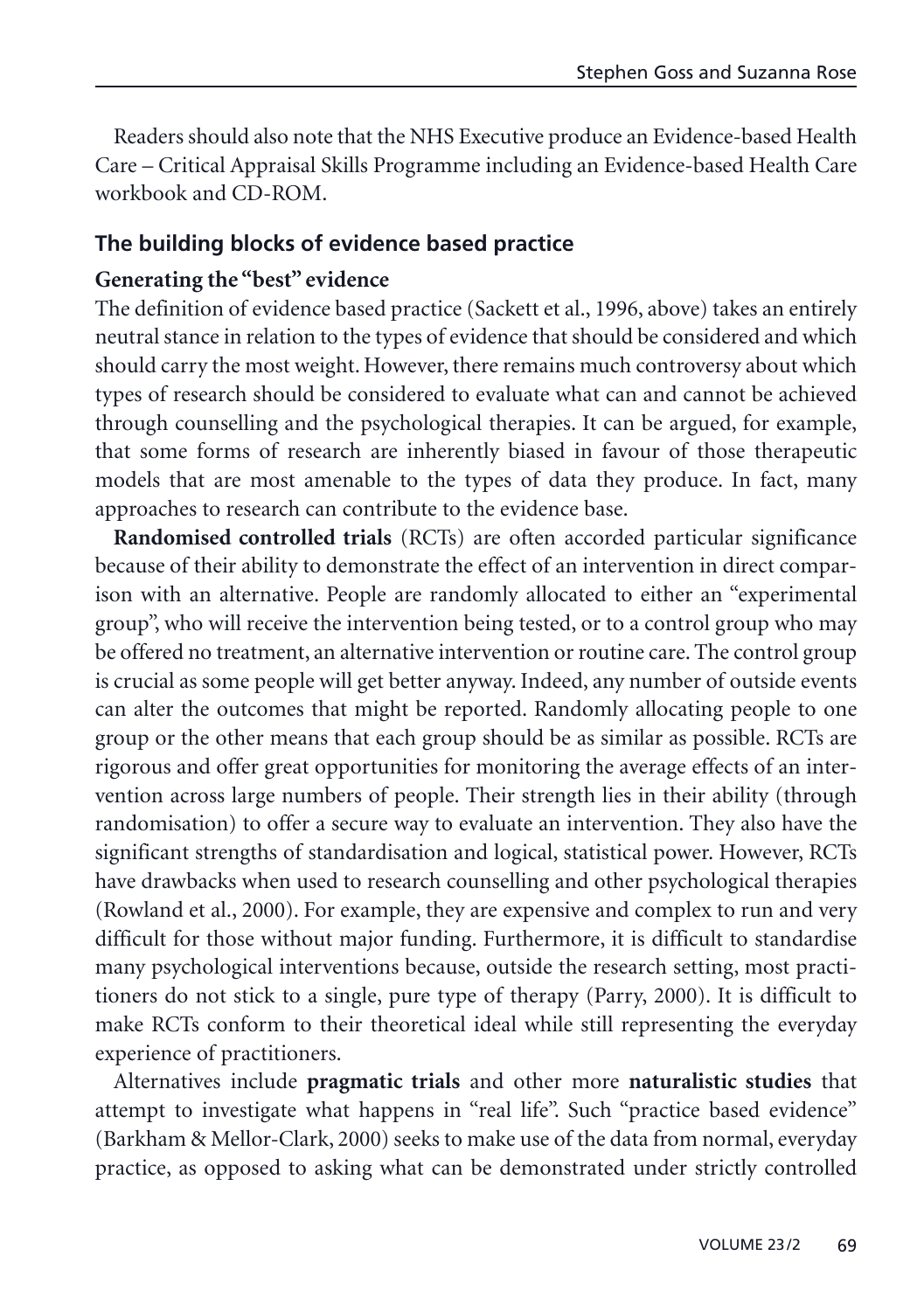Readers should also note that the NHS Executive produce an Evidence-based Health Care – Critical Appraisal Skills Programme including an Evidence-based Health Care workbook and CD-ROM.

## The building blocks of evidence based practice

### Generating the "best" evidence

The definition of evidence based practice (Sackett et al., 1996, above) takes an entirely neutral stance in relation to the types of evidence that should be considered and which should carry the most weight. However, there remains much controversy about which types of research should be considered to evaluate what can and cannot be achieved through counselling and the psychological therapies. It can be argued, for example, that some forms of research are inherently biased in favour of those therapeutic models that are most amenable to the types of data they produce. In fact, many approaches to research can contribute to the evidence base.

**Randomised controlled trials** (RCTs) are often accorded particular significance because of their ability to demonstrate the effect of an intervention in direct comparison with an alternative. People are randomly allocated to either an "experimental group", who will receive the intervention being tested, or to a control group who may be offered no treatment, an alternative intervention or routine care. The control group is crucial as some people will get better anyway. Indeed, any number of outside events can alter the outcomes that might be reported. Randomly allocating people to one group or the other means that each group should be as similar as possible. RCTs are rigorous and offer great opportunities for monitoring the average effects of an intervention across large numbers of people. Their strength lies in their ability (through randomisation) to offer a secure way to evaluate an intervention. They also have the significant strengths of standardisation and logical, statistical power. However, RCTs have drawbacks when used to research counselling and other psychological therapies (Rowland et al., 2000). For example, they are expensive and complex to run and very difficult for those without major funding. Furthermore, it is difficult to standardise many psychological interventions because, outside the research setting, most practitioners do not stick to a single, pure type of therapy (Parry, 2000). It is difficult to make RCTs conform to their theoretical ideal while still representing the everyday experience of practitioners.

Alternatives include **pragmatic trials** and other more **naturalistic studies** that attempt to investigate what happens in "real life". Such "practice based evidence" (Barkham & Mellor-Clark, 2000) seeks to make use of the data from normal, everyday practice, as opposed to asking what can be demonstrated under strictly controlled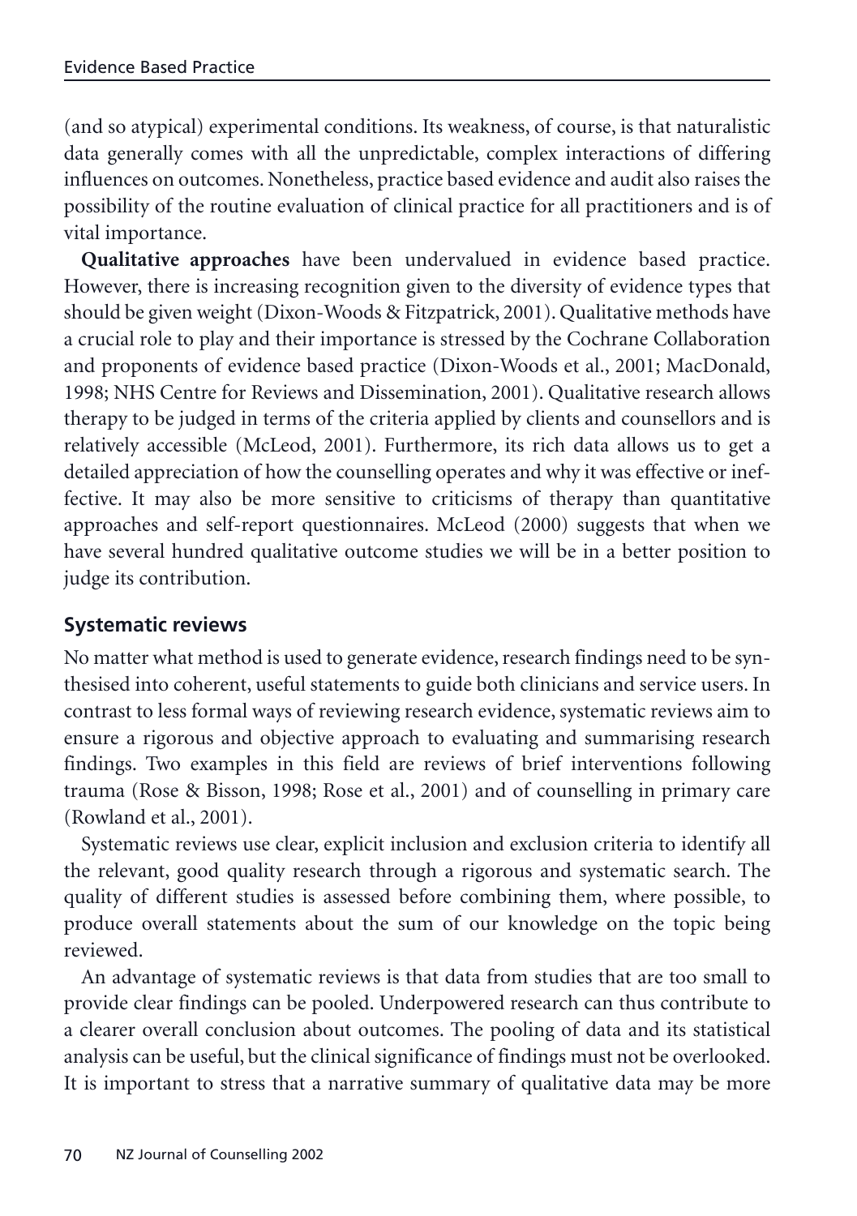(and so atypical) experimental conditions. Its weakness, of course, is that naturalistic data generally comes with all the unpredictable, complex interactions of differing influences on outcomes. Nonetheless, practice based evidence and audit also raises the possibility of the routine evaluation of clinical practice for all practitioners and is of vital importance.

**Qualitative approaches** have been undervalued in evidence based practice. However, there is increasing recognition given to the diversity of evidence types that should be given weight (Dixon-Woods & Fitzpatrick, 2001). Qualitative methods have a crucial role to play and their importance is stressed by the Cochrane Collaboration and proponents of evidence based practice (Dixon-Woods et al., 2001; MacDonald, 1998; NHS Centre for Reviews and Dissemination, 2001). Qualitative research allows therapy to be judged in terms of the criteria applied by clients and counsellors and is relatively accessible (McLeod, 2001). Furthermore, its rich data allows us to get a detailed appreciation of how the counselling operates and why it was effective or ineffective. It may also be more sensitive to criticisms of therapy than quantitative approaches and self-report questionnaires. McLeod (2000) suggests that when we have several hundred qualitative outcome studies we will be in a better position to judge its contribution.

## Systematic reviews

No matter what method is used to generate evidence, research findings need to be synthesised into coherent, useful statements to guide both clinicians and service users. In contrast to less formal ways of reviewing research evidence, systematic reviews aim to ensure a rigorous and objective approach to evaluating and summarising research findings. Two examples in this field are reviews of brief interventions following trauma (Rose & Bisson, 1998; Rose et al., 2001) and of counselling in primary care (Rowland et al., 2001).

Systematic reviews use clear, explicit inclusion and exclusion criteria to identify all the relevant, good quality research through a rigorous and systematic search. The quality of different studies is assessed before combining them, where possible, to produce overall statements about the sum of our knowledge on the topic being reviewed.

An advantage of systematic reviews is that data from studies that are too small to provide clear findings can be pooled. Underpowered research can thus contribute to a clearer overall conclusion about outcomes. The pooling of data and its statistical analysis can be useful, but the clinical significance of findings must not be overlooked. It is important to stress that a narrative summary of qualitative data may be more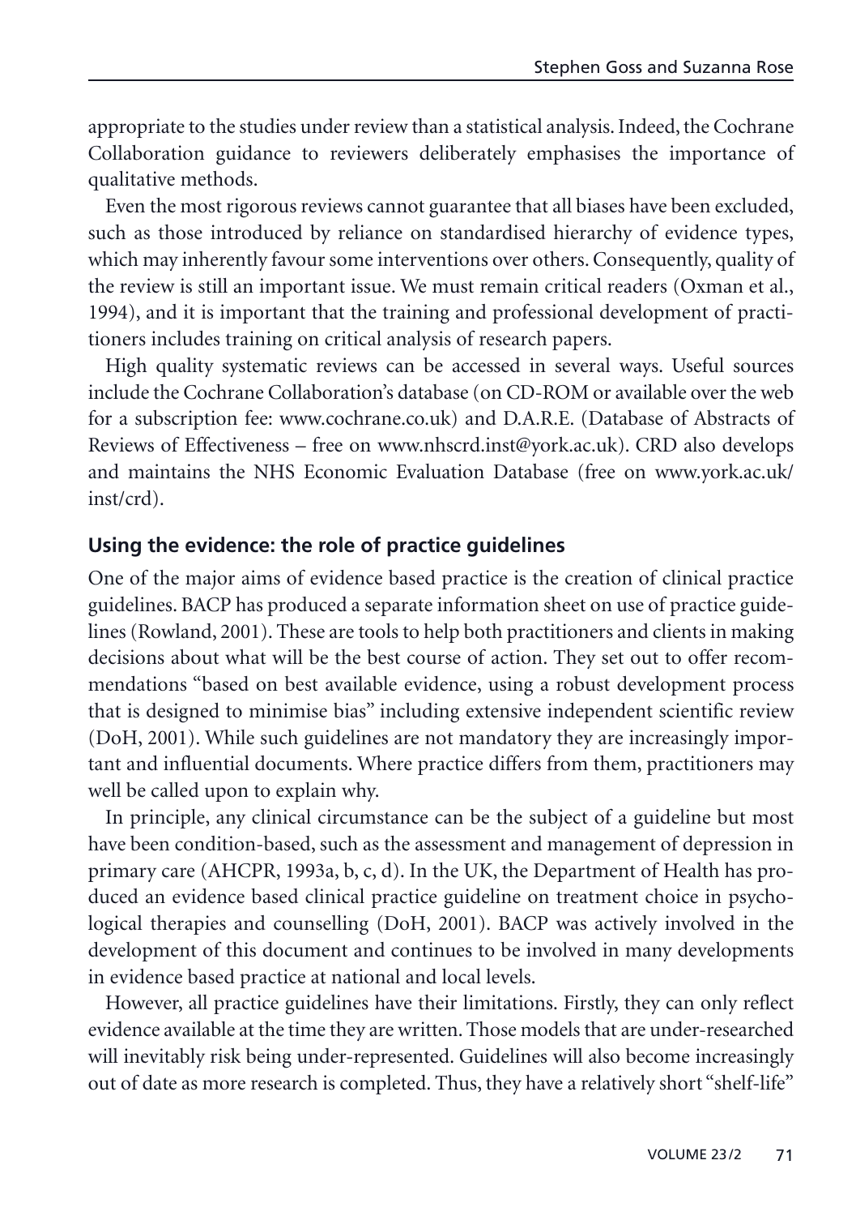appropriate to the studies under review than a statistical analysis. Indeed, the Cochrane Collaboration guidance to reviewers deliberately emphasises the importance of qualitative methods.

Even the most rigorous reviews cannot guarantee that all biases have been excluded, such as those introduced by reliance on standardised hierarchy of evidence types, which may inherently favour some interventions over others. Consequently, quality of the review is still an important issue. We must remain critical readers (Oxman et al., 1994), and it is important that the training and professional development of practitioners includes training on critical analysis of research papers.

High quality systematic reviews can be accessed in several ways. Useful sources include the Cochrane Collaboration's database (on CD-ROM or available over the web for a subscription fee: www.cochrane.co.uk) and D.A.R.E. (Database of Abstracts of Reviews of Effectiveness – free on www.nhscrd.inst@york.ac.uk). CRD also develops and maintains the NHS Economic Evaluation Database (free on www.york.ac.uk/inst/crd).

## Using the evidence: the role of practice guidelines

One of the major aims of evidence based practice is the creation of clinical practice guidelines. BACP has produced a separate information sheet on use of practice guidelines (Rowland, 2001). These are tools to help both practitioners and clients in making decisions about what will be the best course of action. They set out to offer recommendations "based on best available evidence, using a robust development process that is designed to minimise bias" including extensive independent scientific review (DoH, 2001). While such guidelines are not mandatory they are increasingly important and influential documents. Where practice differs from them, practitioners may well be called upon to explain why.

In principle, any clinical circumstance can be the subject of a guideline but most have been condition-based, such as the assessment and management of depression in primary care (AHCPR, 1993a, b, c, d). In the UK, the Department of Health has produced an evidence based clinical practice guideline on treatment choice in psychological therapies and counselling (DoH, 2001). BACP was actively involved in the development of this document and continues to be involved in many developments in evidence based practice at national and local levels.

However, all practice guidelines have their limitations. Firstly, they can only reflect evidence available at the time they are written. Those models that are under-researched will inevitably risk being under-represented. Guidelines will also become increasingly out of date as more research is completed. Thus, they have a relatively short "shelf-life"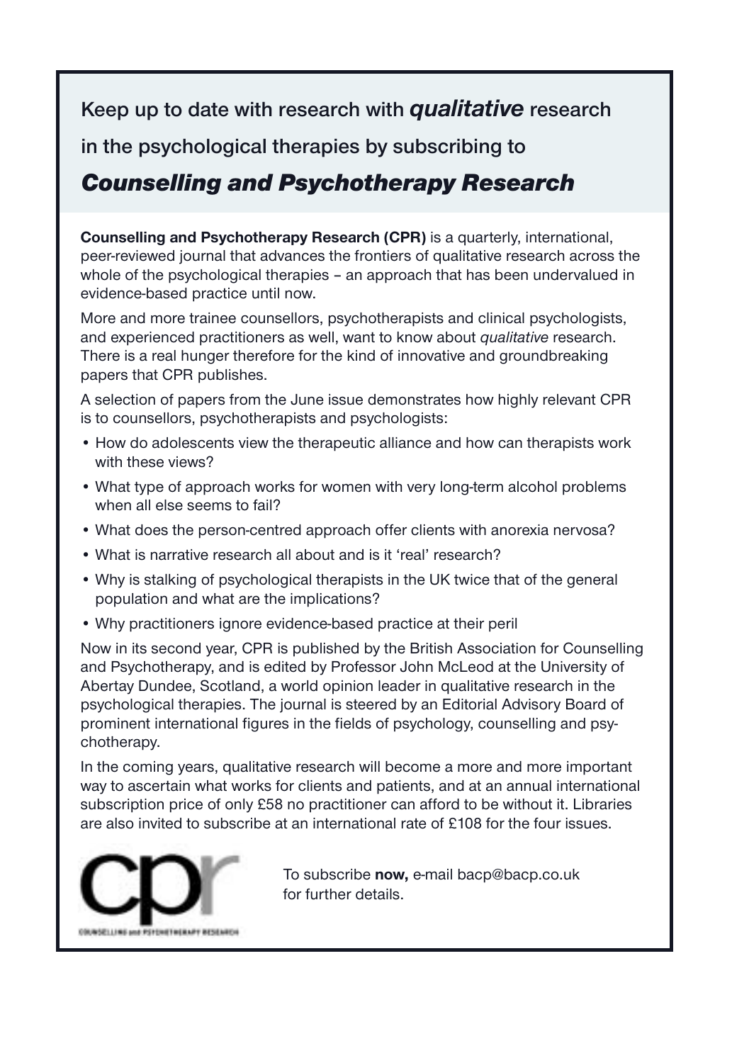## Keep up to date with research with ***qualitative*** research in the psychological therapies by subscribing to ***Counselling and Psychotherapy Research***

**Counselling and Psychotherapy Research (CPR)** is a quarterly, international, peer-reviewed journal that advances the frontiers of qualitative research across the whole of the psychological therapies – an approach that has been undervalued in evidence-based practice until now.

More and more trainee counsellors, psychotherapists and clinical psychologists, and experienced practitioners as well, want to know about *qualitative* research. There is a real hunger therefore for the kind of innovative and groundbreaking papers that CPR publishes.

A selection of papers from the June issue demonstrates how highly relevant CPR is to counsellors, psychotherapists and psychologists:

- How do adolescents view the therapeutic alliance and how can therapists work with these views?
- What type of approach works for women with very long-term alcohol problems when all else seems to fail?
- What does the person-centred approach offer clients with anorexia nervosa?
- What is narrative research all about and is it 'real' research?
- Why is stalking of psychological therapists in the UK twice that of the general population and what are the implications?
- Why practitioners ignore evidence-based practice at their peril

Now in its second year, CPR is published by the British Association for Counselling and Psychotherapy, and is edited by Professor John McLeod at the University of Abertay Dundee, Scotland, a world opinion leader in qualitative research in the psychological therapies. The journal is steered by an Editorial Advisory Board of prominent international figures in the fields of psychology, counselling and psychotherapy.

In the coming years, qualitative research will become a more and more important way to ascertain what works for clients and patients, and at an annual international subscription price of only £58 no practitioner can afford to be without it. Libraries are also invited to subscribe at an international rate of £108 for the four issues.

cpr

COUNSELLING and PSYCHOTHERAPY RESEARCH

To subscribe **now,** e-mail bacp@bacp.co.uk for further details.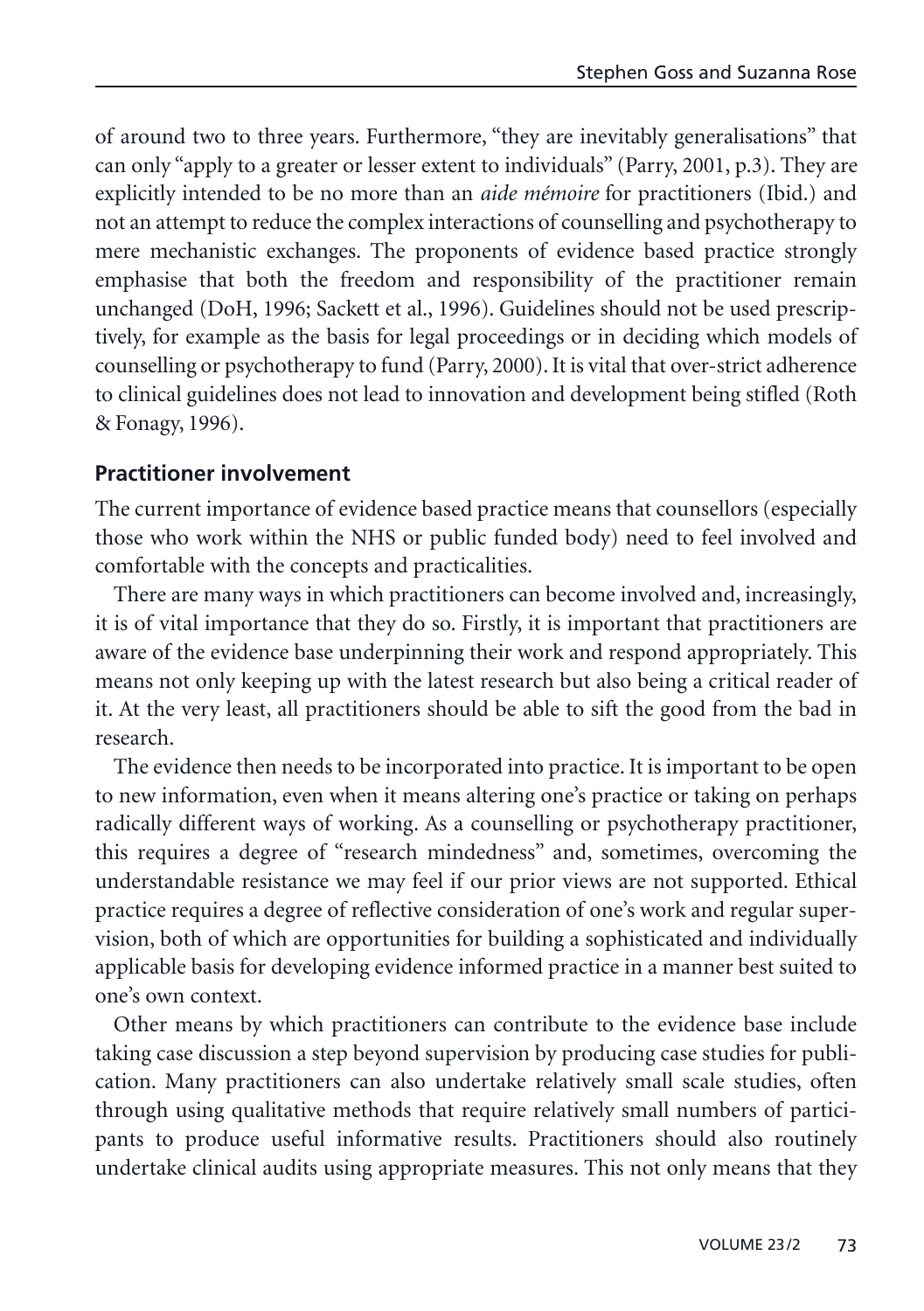of around two to three years. Furthermore, "they are inevitably generalisations" that can only "apply to a greater or lesser extent to individuals" (Parry, 2001, p.3). They are explicitly intended to be no more than an *aide mémoire* for practitioners (Ibid.) and not an attempt to reduce the complex interactions of counselling and psychotherapy to mere mechanistic exchanges. The proponents of evidence based practice strongly emphasise that both the freedom and responsibility of the practitioner remain unchanged (DoH, 1996; Sackett et al., 1996). Guidelines should not be used prescriptively, for example as the basis for legal proceedings or in deciding which models of counselling or psychotherapy to fund (Parry, 2000). It is vital that over-strict adherence to clinical guidelines does not lead to innovation and development being stifled (Roth & Fonagy, 1996).

## Practitioner involvement

The current importance of evidence based practice means that counsellors (especially those who work within the NHS or public funded body) need to feel involved and comfortable with the concepts and practicalities.

There are many ways in which practitioners can become involved and, increasingly, it is of vital importance that they do so. Firstly, it is important that practitioners are aware of the evidence base underpinning their work and respond appropriately. This means not only keeping up with the latest research but also being a critical reader of it. At the very least, all practitioners should be able to sift the good from the bad in research.

The evidence then needs to be incorporated into practice. It is important to be open to new information, even when it means altering one's practice or taking on perhaps radically different ways of working. As a counselling or psychotherapy practitioner, this requires a degree of "research mindedness" and, sometimes, overcoming the understandable resistance we may feel if our prior views are not supported. Ethical practice requires a degree of reflective consideration of one's work and regular supervision, both of which are opportunities for building a sophisticated and individually applicable basis for developing evidence informed practice in a manner best suited to one's own context.

Other means by which practitioners can contribute to the evidence base include taking case discussion a step beyond supervision by producing case studies for publication. Many practitioners can also undertake relatively small scale studies, often through using qualitative methods that require relatively small numbers of participants to produce useful informative results. Practitioners should also routinely undertake clinical audits using appropriate measures. This not only means that they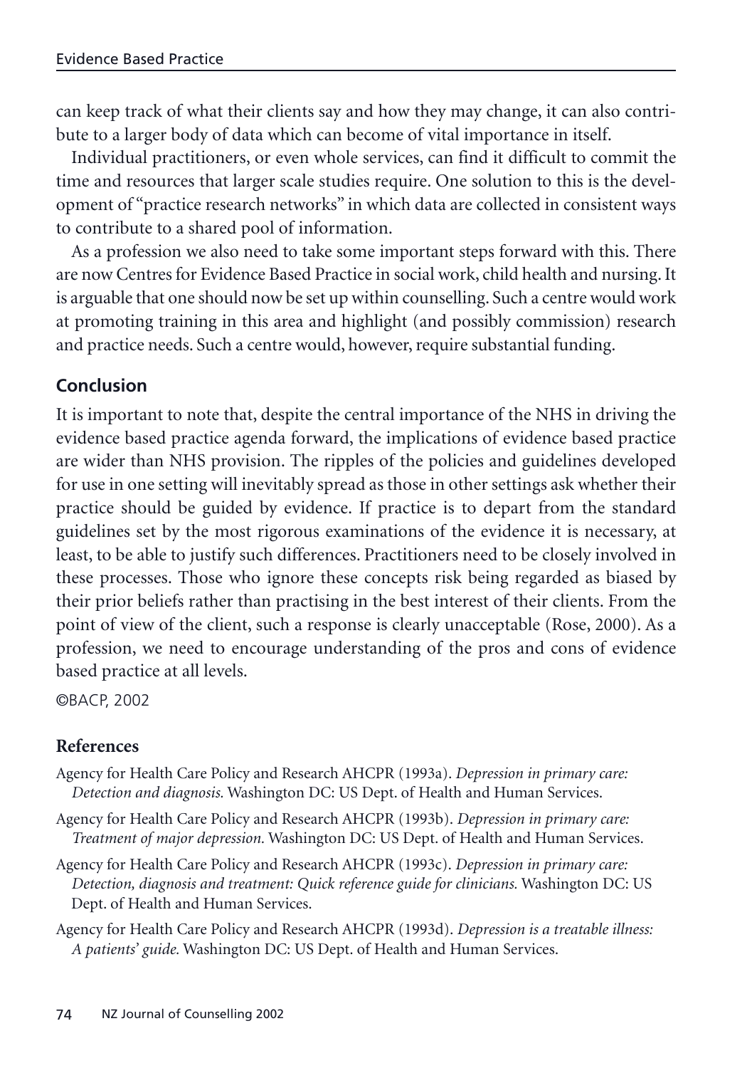can keep track of what their clients say and how they may change, it can also contribute to a larger body of data which can become of vital importance in itself.

Individual practitioners, or even whole services, can find it difficult to commit the time and resources that larger scale studies require. One solution to this is the development of "practice research networks" in which data are collected in consistent ways to contribute to a shared pool of information.

As a profession we also need to take some important steps forward with this. There are now Centres for Evidence Based Practice in social work, child health and nursing. It is arguable that one should now be set up within counselling. Such a centre would work at promoting training in this area and highlight (and possibly commission) research and practice needs. Such a centre would, however, require substantial funding.

## Conclusion

It is important to note that, despite the central importance of the NHS in driving the evidence based practice agenda forward, the implications of evidence based practice are wider than NHS provision. The ripples of the policies and guidelines developed for use in one setting will inevitably spread as those in other settings ask whether their practice should be guided by evidence. If practice is to depart from the standard guidelines set by the most rigorous examinations of the evidence it is necessary, at least, to be able to justify such differences. Practitioners need to be closely involved in these processes. Those who ignore these concepts risk being regarded as biased by their prior beliefs rather than practising in the best interest of their clients. From the point of view of the client, such a response is clearly unacceptable (Rose, 2000). As a profession, we need to encourage understanding of the pros and cons of evidence based practice at all levels.

©BACP, 2002

## References

Agency for Health Care Policy and Research AHCPR (1993a). *Depression in primary care: Detection and diagnosis.* Washington DC: US Dept. of Health and Human Services.

Agency for Health Care Policy and Research AHCPR (1993b). *Depression in primary care: Treatment of major depression.* Washington DC: US Dept. of Health and Human Services.

Agency for Health Care Policy and Research AHCPR (1993c). *Depression in primary care: Detection, diagnosis and treatment: Quick reference guide for clinicians.* Washington DC: US Dept. of Health and Human Services.

Agency for Health Care Policy and Research AHCPR (1993d). *Depression is a treatable illness: A patients' guide.* Washington DC: US Dept. of Health and Human Services.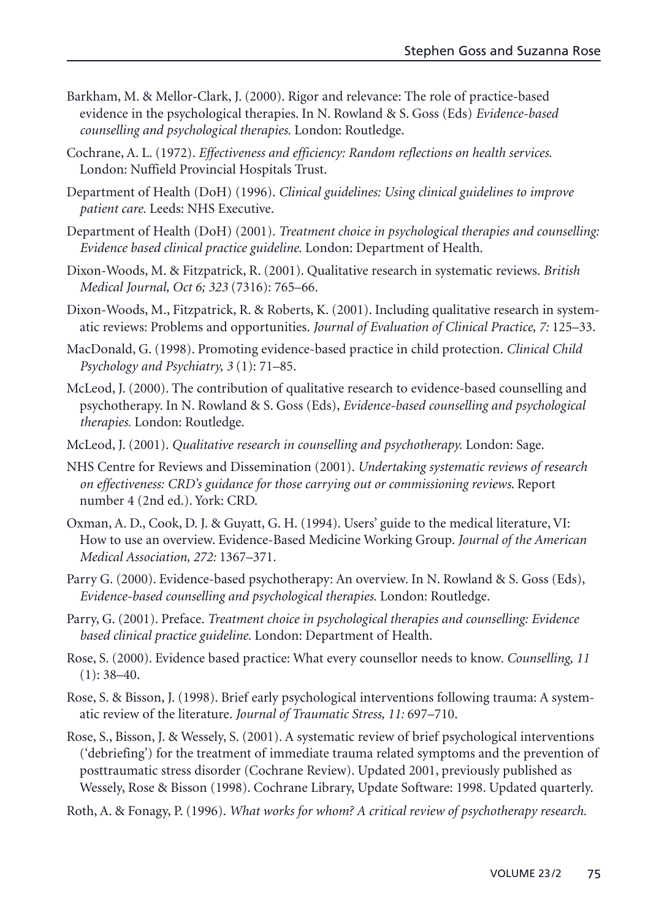Barkham, M. & Mellor-Clark, J. (2000). Rigor and relevance: The role of practice-based evidence in the psychological therapies. In N. Rowland & S. Goss (Eds) *Evidence-based counselling and psychological therapies.* London: Routledge.

Cochrane, A. L. (1972). *Effectiveness and efficiency: Random reflections on health services.* London: Nuffield Provincial Hospitals Trust.

Department of Health (DoH) (1996). *Clinical guidelines: Using clinical guidelines to improve patient care.* Leeds: NHS Executive.

Department of Health (DoH) (2001). *Treatment choice in psychological therapies and counselling: Evidence based clinical practice guideline.* London: Department of Health.

Dixon-Woods, M. & Fitzpatrick, R. (2001). Qualitative research in systematic reviews. *British Medical Journal, Oct 6; 323* (7316): 765–66.

Dixon-Woods, M., Fitzpatrick, R. & Roberts, K. (2001). Including qualitative research in systematic reviews: Problems and opportunities. *Journal of Evaluation of Clinical Practice, 7:* 125–33.

MacDonald, G. (1998). Promoting evidence-based practice in child protection. *Clinical Child Psychology and Psychiatry, 3* (1): 71–85.

McLeod, J. (2000). The contribution of qualitative research to evidence-based counselling and psychotherapy. In N. Rowland & S. Goss (Eds), *Evidence-based counselling and psychological therapies.* London: Routledge.

McLeod, J. (2001). *Qualitative research in counselling and psychotherapy.* London: Sage.

NHS Centre for Reviews and Dissemination (2001). *Undertaking systematic reviews of research on effectiveness: CRD's guidance for those carrying out or commissioning reviews.* Report number 4 (2nd ed.). York: CRD.

Oxman, A. D., Cook, D. J. & Guyatt, G. H. (1994). Users' guide to the medical literature, VI: How to use an overview. Evidence-Based Medicine Working Group. *Journal of the American Medical Association, 272:* 1367–371.

Parry G. (2000). Evidence-based psychotherapy: An overview. In N. Rowland & S. Goss (Eds), *Evidence-based counselling and psychological therapies.* London: Routledge.

Parry, G. (2001). Preface. *Treatment choice in psychological therapies and counselling: Evidence based clinical practice guideline.* London: Department of Health.

Rose, S. (2000). Evidence based practice: What every counsellor needs to know. *Counselling, 11* (1): 38–40.

Rose, S. & Bisson, J. (1998). Brief early psychological interventions following trauma: A systematic review of the literature. *Journal of Traumatic Stress, 11:* 697–710.

Rose, S., Bisson, J. & Wessely, S. (2001). A systematic review of brief psychological interventions ('debriefing') for the treatment of immediate trauma related symptoms and the prevention of posttraumatic stress disorder (Cochrane Review). Updated 2001, previously published as Wessely, Rose & Bisson (1998). Cochrane Library, Update Software: 1998. Updated quarterly.

Roth, A. & Fonagy, P. (1996). *What works for whom? A critical review of psychotherapy research.*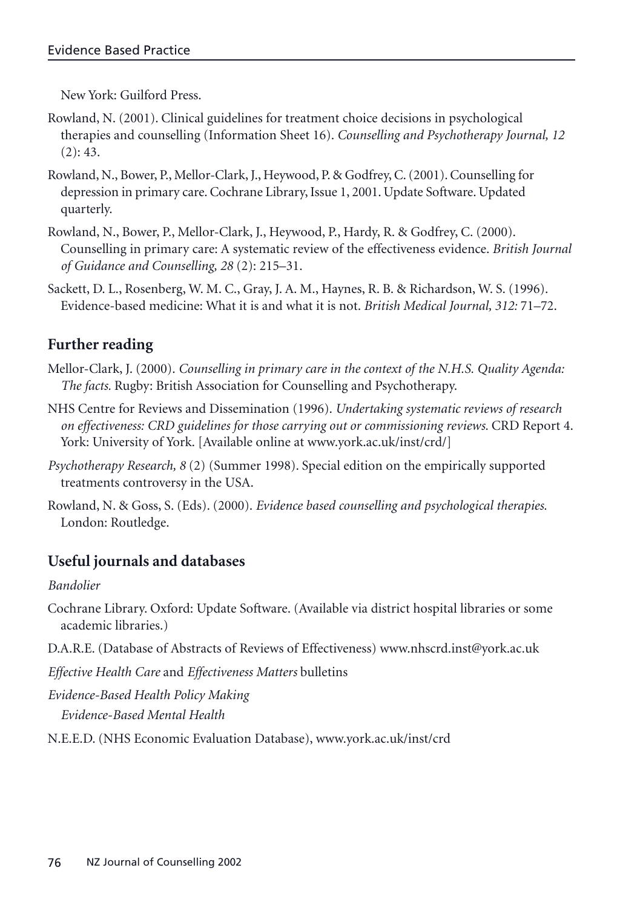New York: Guilford Press.

Rowland, N. (2001). Clinical guidelines for treatment choice decisions in psychological therapies and counselling (Information Sheet 16). *Counselling and Psychotherapy Journal, 12* (2): 43.

Rowland, N., Bower, P., Mellor-Clark, J., Heywood, P. & Godfrey, C. (2001). Counselling for depression in primary care. Cochrane Library, Issue 1, 2001. Update Software. Updated quarterly.

Rowland, N., Bower, P., Mellor-Clark, J., Heywood, P., Hardy, R. & Godfrey, C. (2000). Counselling in primary care: A systematic review of the effectiveness evidence. *British Journal of Guidance and Counselling, 28* (2): 215–31.

Sackett, D. L., Rosenberg, W. M. C., Gray, J. A. M., Haynes, R. B. & Richardson, W. S. (1996). Evidence-based medicine: What it is and what it is not. *British Medical Journal, 312:* 71–72.

## Further reading

Mellor-Clark, J. (2000). *Counselling in primary care in the context of the N.H.S. Quality Agenda: The facts.* Rugby: British Association for Counselling and Psychotherapy.

NHS Centre for Reviews and Dissemination (1996). *Undertaking systematic reviews of research on effectiveness: CRD guidelines for those carrying out or commissioning reviews.* CRD Report 4. York: University of York. [Available online at www.york.ac.uk/inst/crd/]

*Psychotherapy Research, 8* (2) (Summer 1998). Special edition on the empirically supported treatments controversy in the USA.

Rowland, N. & Goss, S. (Eds). (2000). *Evidence based counselling and psychological therapies.* London: Routledge.

## Useful journals and databases

*Bandolier*

Cochrane Library. Oxford: Update Software. (Available via district hospital libraries or some academic libraries.)

D.A.R.E. (Database of Abstracts of Reviews of Effectiveness) www.nhscrd.inst@york.ac.uk

*Effective Health Care* and *Effectiveness Matters* bulletins

*Evidence-Based Health Policy Making*

*Evidence-Based Mental Health*

N.E.E.D. (NHS Economic Evaluation Database), www.york.ac.uk/inst/crd